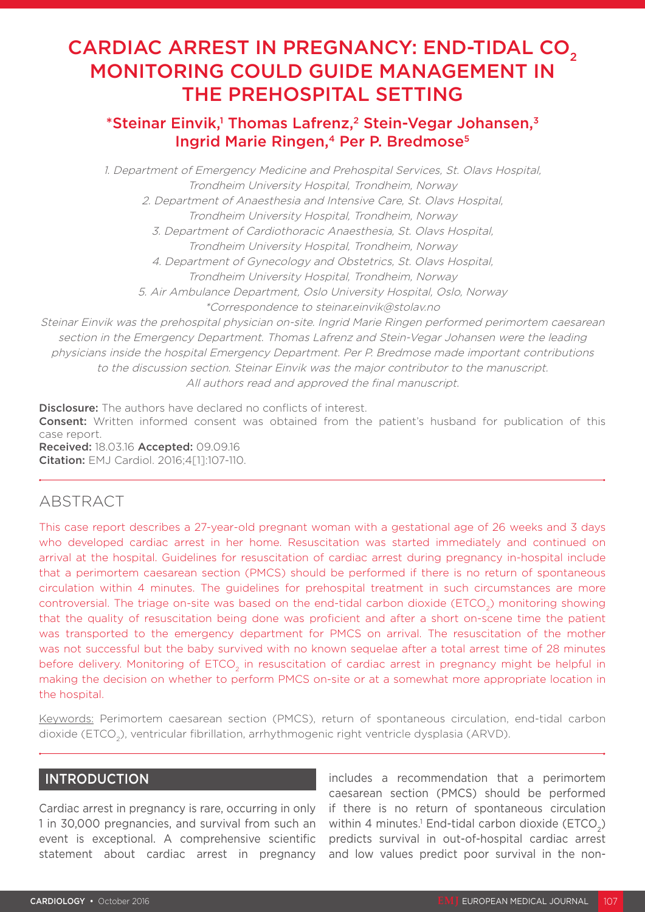# CARDIAC ARREST IN PREGNANCY: END-TIDAL $CO_2$ MONITORING COULD GUIDE MANAGEMENT IN THE PREHOSPITAL SETTING

## *Steinar Einvik,[1] Thomas Lafrenz,[2] Stein-Vegar Johansen,[3] Ingrid Marie Ringen,[4] Per P. Bredmose[5]

*1. Department of Emergency Medicine and Prehospital Services, St. Olavs Hospital, Trondheim University Hospital, Trondheim, Norway*
*2. Department of Anaesthesia and Intensive Care, St. Olavs Hospital, Trondheim University Hospital, Trondheim, Norway*
*3. Department of Cardiothoracic Anaesthesia, St. Olavs Hospital, Trondheim University Hospital, Trondheim, Norway*
*4. Department of Gynecology and Obstetrics, St. Olavs Hospital, Trondheim University Hospital, Trondheim, Norway*
*5. Air Ambulance Department, Oslo University Hospital, Oslo, Norway*
**Correspondence to steinar.einvik@stolav.no*

*Steinar Einvik was the prehospital physician on-site. Ingrid Marie Ringen performed perimortem caesarean section in the Emergency Department. Thomas Lafrenz and Stein-Vegar Johansen were the leading physicians inside the hospital Emergency Department. Per P. Bredmose made important contributions to the discussion section. Steinar Einvik was the major contributor to the manuscript. All authors read and approved the final manuscript.*

**Disclosure:** The authors have declared no conflicts of interest.
**Consent:** Written informed consent was obtained from the patient's husband for publication of this case report.
**Received:** 18.03.16 **Accepted:** 09.09.16
**Citation:** EMJ Cardiol. 2016;4[1]:107-110.

## ABSTRACT

This case report describes a 27-year-old pregnant woman with a gestational age of 26 weeks and 3 days who developed cardiac arrest in her home. Resuscitation was started immediately and continued on arrival at the hospital. Guidelines for resuscitation of cardiac arrest during pregnancy in-hospital include that a perimortem caesarean section (PMCS) should be performed if there is no return of spontaneous circulation within 4 minutes. The guidelines for prehospital treatment in such circumstances are more controversial. The triage on-site was based on the end-tidal carbon dioxide ($ETCO_2$) monitoring showing that the quality of resuscitation being done was proficient and after a short on-scene time the patient was transported to the emergency department for PMCS on arrival. The resuscitation of the mother was not successful but the baby survived with no known sequelae after a total arrest time of 28 minutes before delivery. Monitoring of $ETCO_2$ in resuscitation of cardiac arrest in pregnancy might be helpful in making the decision on whether to perform PMCS on-site or at a somewhat more appropriate location in the hospital.

Keywords: Perimortem caesarean section (PMCS), return of spontaneous circulation, end-tidal carbon dioxide ($ETCO_2$), ventricular fibrillation, arrhythmogenic right ventricle dysplasia (ARVD).

## INTRODUCTION

Cardiac arrest in pregnancy is rare, occurring in only 1 in 30,000 pregnancies, and survival from such an event is exceptional. A comprehensive scientific statement about cardiac arrest in pregnancy includes a recommendation that a perimortem caesarean section (PMCS) should be performed if there is no return of spontaneous circulation within 4 minutes.[1] End-tidal carbon dioxide ($ETCO_2$) predicts survival in out-of-hospital cardiac arrest and low values predict poor survival in the non-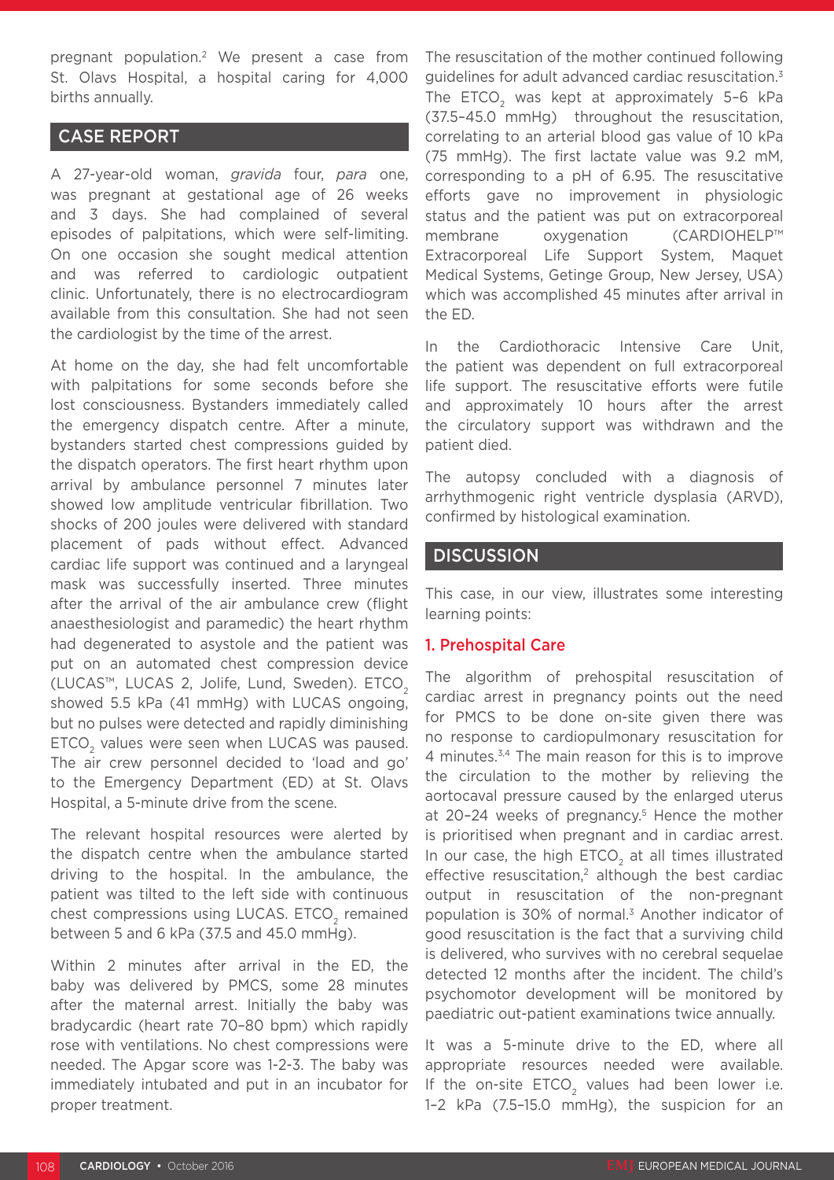pregnant population.[2] We present a case from St. Olavs Hospital, a hospital caring for 4,000 births annually.

## CASE REPORT

A 27-year-old woman, *gravida* four, *para* one, was pregnant at gestational age of 26 weeks and 3 days. She had complained of several episodes of palpitations, which were self-limiting. On one occasion she sought medical attention and was referred to cardiologic outpatient clinic. Unfortunately, there is no electrocardiogram available from this consultation. She had not seen the cardiologist by the time of the arrest.

At home on the day, she had felt uncomfortable with palpitations for some seconds before she lost consciousness. Bystanders immediately called the emergency dispatch centre. After a minute, bystanders started chest compressions guided by the dispatch operators. The first heart rhythm upon arrival by ambulance personnel 7 minutes later showed low amplitude ventricular fibrillation. Two shocks of 200 joules were delivered with standard placement of pads without effect. Advanced cardiac life support was continued and a laryngeal mask was successfully inserted. Three minutes after the arrival of the air ambulance crew (flight anaesthesiologist and paramedic) the heart rhythm had degenerated to asystole and the patient was put on an automated chest compression device (LUCAS™, LUCAS 2, Jolife, Lund, Sweden). $ETCO_2$ showed 5.5 kPa (41 mmHg) with LUCAS ongoing, but no pulses were detected and rapidly diminishing $ETCO_2$ values were seen when LUCAS was paused. The air crew personnel decided to 'load and go' to the Emergency Department (ED) at St. Olavs Hospital, a 5-minute drive from the scene.

The relevant hospital resources were alerted by the dispatch centre when the ambulance started driving to the hospital. In the ambulance, the patient was tilted to the left side with continuous chest compressions using LUCAS. $ETCO_2$ remained between 5 and 6 kPa (37.5 and 45.0 mmHg).

Within 2 minutes after arrival in the ED, the baby was delivered by PMCS, some 28 minutes after the maternal arrest. Initially the baby was bradycardic (heart rate 70–80 bpm) which rapidly rose with ventilations. No chest compressions were needed. The Apgar score was 1-2-3. The baby was immediately intubated and put in an incubator for proper treatment.

The resuscitation of the mother continued following guidelines for adult advanced cardiac resuscitation.[3] The $ETCO_2$ was kept at approximately 5–6 kPa (37.5–45.0 mmHg) throughout the resuscitation, correlating to an arterial blood gas value of 10 kPa (75 mmHg). The first lactate value was 9.2 mM, corresponding to a pH of 6.95. The resuscitative efforts gave no improvement in physiologic status and the patient was put on extracorporeal membrane oxygenation (CARDIOHELP™ Extracorporeal Life Support System, Maquet Medical Systems, Getinge Group, New Jersey, USA) which was accomplished 45 minutes after arrival in the ED.

In the Cardiothoracic Intensive Care Unit, the patient was dependent on full extracorporeal life support. The resuscitative efforts were futile and approximately 10 hours after the arrest the circulatory support was withdrawn and the patient died.

The autopsy concluded with a diagnosis of arrhythmogenic right ventricle dysplasia (ARVD), confirmed by histological examination.

## DISCUSSION

This case, in our view, illustrates some interesting learning points:

### 1. Prehospital Care

The algorithm of prehospital resuscitation of cardiac arrest in pregnancy points out the need for PMCS to be done on-site given there was no response to cardiopulmonary resuscitation for 4 minutes.[3,4] The main reason for this is to improve the circulation to the mother by relieving the aortocaval pressure caused by the enlarged uterus at 20–24 weeks of pregnancy.[5] Hence the mother is prioritised when pregnant and in cardiac arrest. In our case, the high $ETCO_2$ at all times illustrated effective resuscitation,[2] although the best cardiac output in resuscitation of the non-pregnant population is 30% of normal.[3] Another indicator of good resuscitation is the fact that a surviving child is delivered, who survives with no cerebral sequelae detected 12 months after the incident. The child's psychomotor development will be monitored by paediatric out-patient examinations twice annually.

It was a 5-minute drive to the ED, where all appropriate resources needed were available. If the on-site $ETCO_2$ values had been lower i.e. 1–2 kPa (7.5–15.0 mmHg), the suspicion for an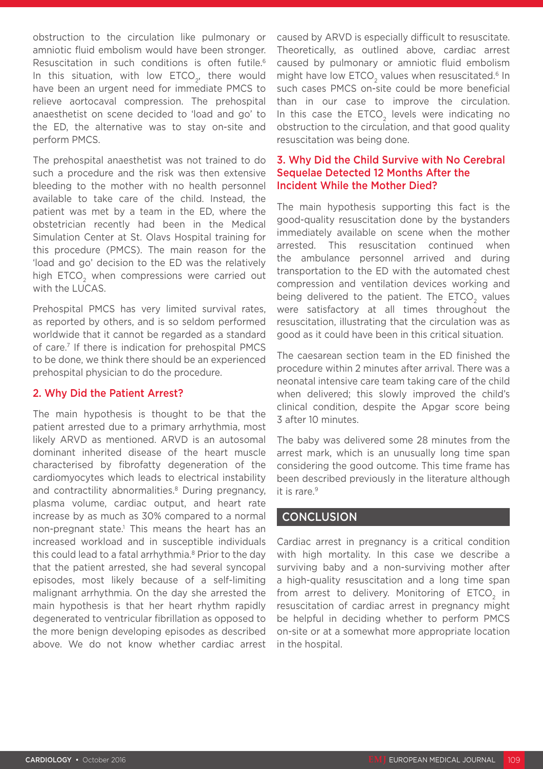obstruction to the circulation like pulmonary or amniotic fluid embolism would have been stronger. Resuscitation in such conditions is often futile.[6] In this situation, with low $ETCO_2$, there would have been an urgent need for immediate PMCS to relieve aortocaval compression. The prehospital anaesthetist on scene decided to 'load and go' to the ED, the alternative was to stay on-site and perform PMCS.

The prehospital anaesthetist was not trained to do such a procedure and the risk was then extensive bleeding to the mother with no health personnel available to take care of the child. Instead, the patient was met by a team in the ED, where the obstetrician recently had been in the Medical Simulation Center at St. Olavs Hospital training for this procedure (PMCS). The main reason for the 'load and go' decision to the ED was the relatively high $ETCO_2$ when compressions were carried out with the LUCAS.

Prehospital PMCS has very limited survival rates, as reported by others, and is so seldom performed worldwide that it cannot be regarded as a standard of care.[7] If there is indication for prehospital PMCS to be done, we think there should be an experienced prehospital physician to do the procedure.

### 2. Why Did the Patient Arrest?

The main hypothesis is thought to be that the patient arrested due to a primary arrhythmia, most likely ARVD as mentioned. ARVD is an autosomal dominant inherited disease of the heart muscle characterised by fibrofatty degeneration of the cardiomyocytes which leads to electrical instability and contractility abnormalities.[8] During pregnancy, plasma volume, cardiac output, and heart rate increase by as much as 30% compared to a normal non-pregnant state.[1] This means the heart has an increased workload and in susceptible individuals this could lead to a fatal arrhythmia.[8] Prior to the day that the patient arrested, she had several syncopal episodes, most likely because of a self-limiting malignant arrhythmia. On the day she arrested the main hypothesis is that her heart rhythm rapidly degenerated to ventricular fibrillation as opposed to the more benign developing episodes as described above. We do not know whether cardiac arrest caused by ARVD is especially difficult to resuscitate. Theoretically, as outlined above, cardiac arrest caused by pulmonary or amniotic fluid embolism might have low $ETCO_2$ values when resuscitated.[6] In such cases PMCS on-site could be more beneficial than in our case to improve the circulation. In this case the $ETCO_2$ levels were indicating no obstruction to the circulation, and that good quality resuscitation was being done.

### 3. Why Did the Child Survive with No Cerebral Sequelae Detected 12 Months After the Incident While the Mother Died?

The main hypothesis supporting this fact is the good-quality resuscitation done by the bystanders immediately available on scene when the mother arrested. This resuscitation continued when the ambulance personnel arrived and during transportation to the ED with the automated chest compression and ventilation devices working and being delivered to the patient. The $ETCO_2$ values were satisfactory at all times throughout the resuscitation, illustrating that the circulation was as good as it could have been in this critical situation.

The caesarean section team in the ED finished the procedure within 2 minutes after arrival. There was a neonatal intensive care team taking care of the child when delivered; this slowly improved the child's clinical condition, despite the Apgar score being 3 after 10 minutes.

The baby was delivered some 28 minutes from the arrest mark, which is an unusually long time span considering the good outcome. This time frame has been described previously in the literature although it is rare.[9]

## CONCLUSION

Cardiac arrest in pregnancy is a critical condition with high mortality. In this case we describe a surviving baby and a non-surviving mother after a high-quality resuscitation and a long time span from arrest to delivery. Monitoring of $ETCO_2$ in resuscitation of cardiac arrest in pregnancy might be helpful in deciding whether to perform PMCS on-site or at a somewhat more appropriate location in the hospital.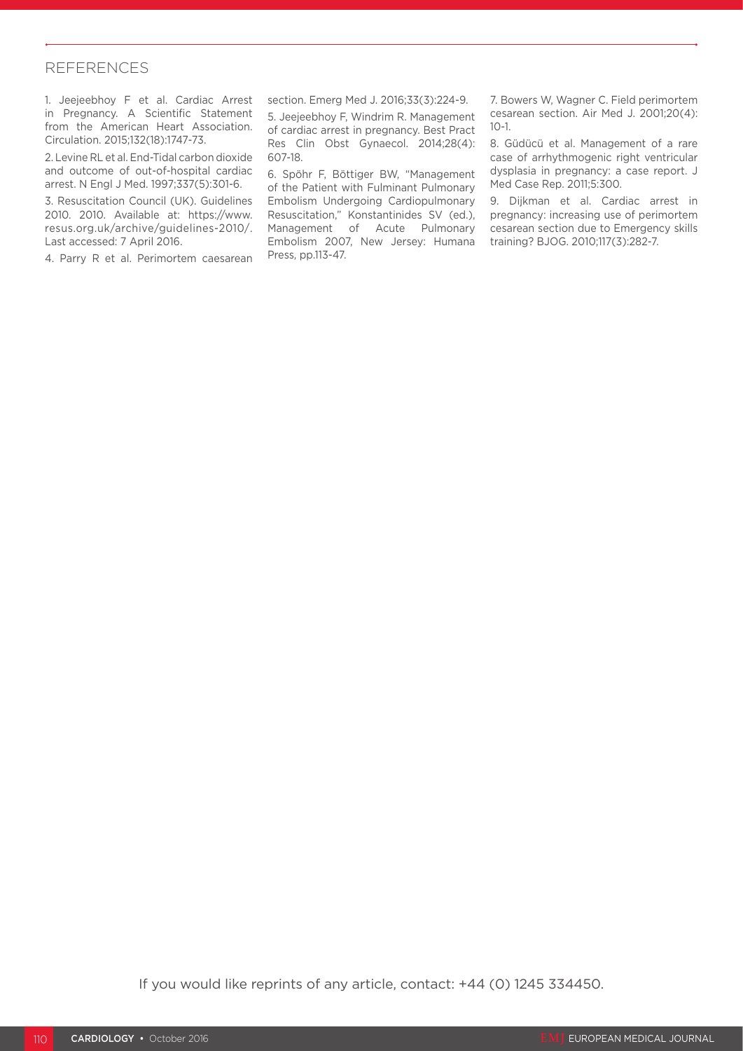## REFERENCES

1. Jeejeebhoy F et al. Cardiac Arrest in Pregnancy. A Scientific Statement from the American Heart Association. Circulation. 2015;132(18):1747-73.

2. Levine RL et al. End-Tidal carbon dioxide and outcome of out-of-hospital cardiac arrest. N Engl J Med. 1997;337(5):301-6.

3. Resuscitation Council (UK). Guidelines 2010. 2010. Available at: https://www.resus.org.uk/archive/guidelines-2010/. Last accessed: 7 April 2016.

4. Parry R et al. Perimortem caesarean section. Emerg Med J. 2016;33(3):224-9.

5. Jeejeebhoy F, Windrim R. Management of cardiac arrest in pregnancy. Best Pract Res Clin Obst Gynaecol. 2014;28(4):607-18.

6. Spöhr F, Böttiger BW, "Management of the Patient with Fulminant Pulmonary Embolism Undergoing Cardiopulmonary Resuscitation," Konstantinides SV (ed.), Management of Acute Pulmonary Embolism 2007, New Jersey: Humana Press, pp.113-47.

7. Bowers W, Wagner C. Field perimortem cesarean section. Air Med J. 2001;20(4):10-1.

8. Güdücü et al. Management of a rare case of arrhythmogenic right ventricular dysplasia in pregnancy: a case report. J Med Case Rep. 2011;5:300.

9. Dijkman et al. Cardiac arrest in pregnancy: increasing use of perimortem cesarean section due to Emergency skills training? BJOG. 2010;117(3):282-7.

If you would like reprints of any article, contact: +44 (0) 1245 334450.